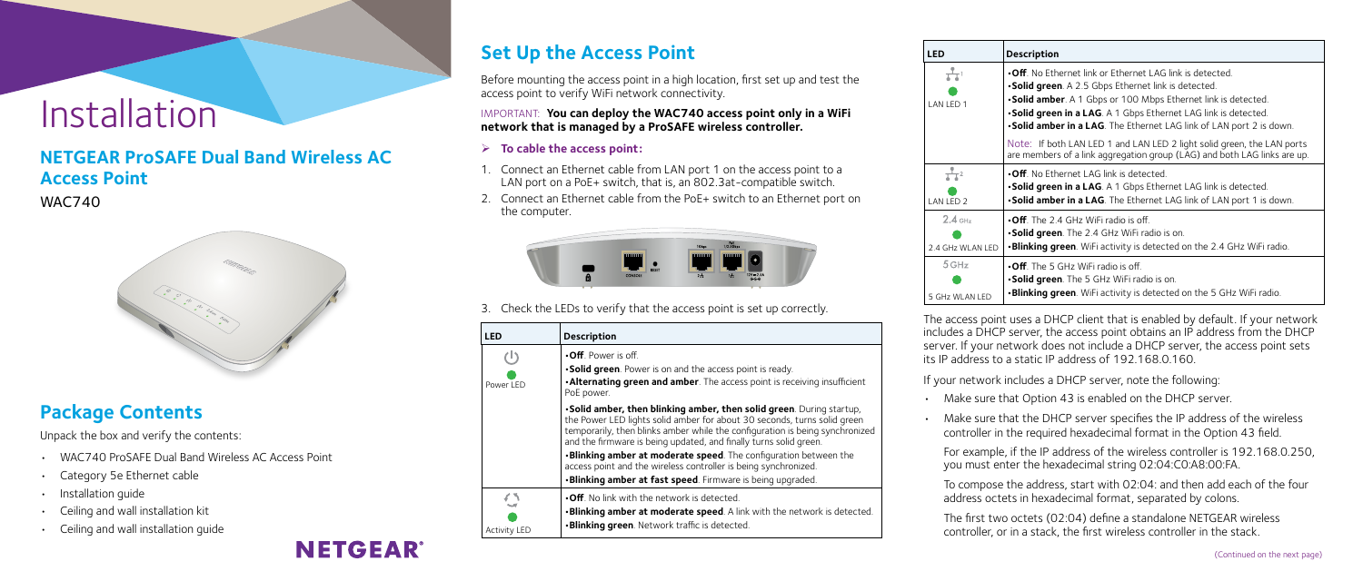# Installation

## NETGEAR ProSAFE Dual Band Wireless AC Access Point

WAC740

## Package Contents

Unpack the box and verify the contents:

- WAC740 ProSAFE Dual Band Wireless AC Access Point
- Category 5e Ethernet cable
- Installation guide
- Ceiling and wall installation kit
- Ceiling and wall installation guide

NETGEAR®

## Set Up the Access Point

Before mounting the access point in a high location, first set up and test the access point to verify WiFi network connectivity.

IMPORTANT: **You can deploy the WAC740 access point only in a WiFi network that is managed by a ProSAFE wireless controller.**

➢ **To cable the access point:**

1. Connect an Ethernet cable from LAN port 1 on the access point to a LAN port on a PoE+ switch, that is, an 802.3at-compatible switch.
2. Connect an Ethernet cable from the PoE+ switch to an Ethernet port on the computer.
3. Check the LEDs to verify that the access point is set up correctly.

| LED | Description |
|---|---|
| Power LED | •**Off**. Power is off.<br>•**Solid green**. Power is on and the access point is ready.<br>•**Alternating green and amber**. The access point is receiving insufficient PoE power.<br>•**Solid amber, then blinking amber, then solid green**. During startup, the Power LED lights solid amber for about 30 seconds, turns solid green temporarily, then blinks amber while the configuration is being synchronized and the firmware is being updated, and finally turns solid green.<br>•**Blinking amber at moderate speed**. The configuration between the access point and the wireless controller is being synchronized.<br>•**Blinking amber at fast speed**. Firmware is being upgraded. |
| Activity LED | •**Off**. No link with the network is detected.<br>•**Blinking amber at moderate speed**. A link with the network is detected.<br>•**Blinking green**. Network traffic is detected. |
| LAN LED 1 | •**Off**. No Ethernet link or Ethernet LAG link is detected.<br>•**Solid green**. A 2.5 Gbps Ethernet link is detected.<br>•**Solid amber**. A 1 Gbps or 100 Mbps Ethernet link is detected.<br>•**Solid green in a LAG**. A 1 Gbps Ethernet LAG link is detected.<br>•**Solid amber in a LAG**. The Ethernet LAG link of LAN port 2 is down.<br>Note: If both LAN LED 1 and LAN LED 2 light solid green, the LAN ports are members of a link aggregation group (LAG) and both LAG links are up. |
| LAN LED 2 | •**Off**. No Ethernet LAG link is detected.<br>•**Solid green in a LAG**. A 1 Gbps Ethernet LAG link is detected.<br>•**Solid amber in a LAG**. The Ethernet LAG link of LAN port 1 is down. |
| 2.4 GHz WLAN LED | •**Off**. The 2.4 GHz WiFi radio is off.<br>•**Solid green**. The 2.4 GHz WiFi radio is on.<br>•**Blinking green**. WiFi activity is detected on the 2.4 GHz WiFi radio. |
| 5 GHz WLAN LED | •**Off**. The 5 GHz WiFi radio is off.<br>•**Solid green**. The 5 GHz WiFi radio is on.<br>•**Blinking green**. WiFi activity is detected on the 5 GHz WiFi radio. |

The access point uses a DHCP client that is enabled by default. If your network includes a DHCP server, the access point obtains an IP address from the DHCP server. If your network does not include a DHCP server, the access point sets its IP address to a static IP address of 192.168.0.160.

If your network includes a DHCP server, note the following:

- Make sure that Option 43 is enabled on the DHCP server.
- Make sure that the DHCP server specifies the IP address of the wireless controller in the required hexadecimal format in the Option 43 field.

  For example, if the IP address of the wireless controller is 192.168.0.250, you must enter the hexadecimal string 02:04:C0:A8:00:FA.

  To compose the address, start with 02:04: and then add each of the four address octets in hexadecimal format, separated by colons.

  The first two octets (02:04) define a standalone NETGEAR wireless controller, or in a stack, the first wireless controller in the stack.

(Continued on the next page)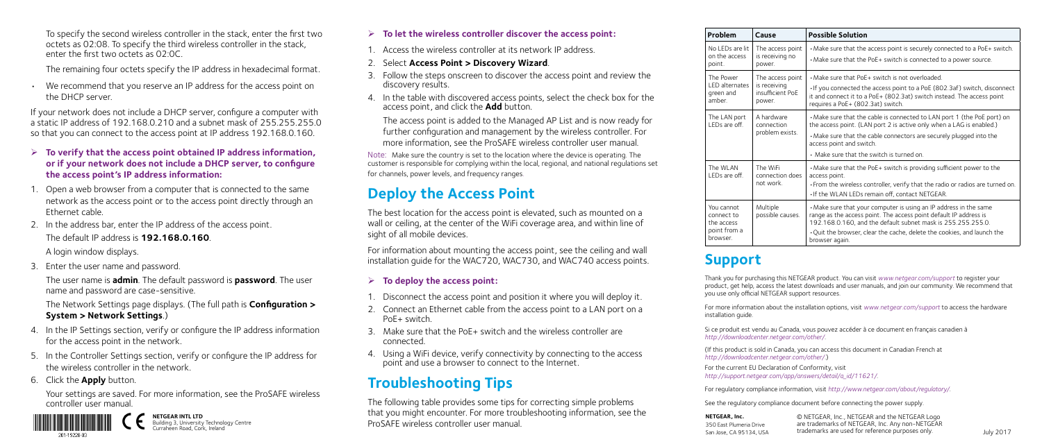To specify the second wireless controller in the stack, enter the first two octets as 02:08. To specify the third wireless controller in the stack, enter the first two octets as 02:0C.

The remaining four octets specify the IP address in hexadecimal format.

- We recommend that you reserve an IP address for the access point on the DHCP server.

If your network does not include a DHCP server, configure a computer with a static IP address of 192.168.0.210 and a subnet mask of 255.255.255.0 so that you can connect to the access point at IP address 192.168.0.160.

➢ **To verify that the access point obtained IP address information, or if your network does not include a DHCP server, to configure the access point's IP address information:**

1. Open a web browser from a computer that is connected to the same network as the access point or to the access point directly through an Ethernet cable.
2. In the address bar, enter the IP address of the access point.

   The default IP address is **192.168.0.160**.

   A login window displays.
3. Enter the user name and password.

   The user name is **admin**. The default password is **password**. The user name and password are case-sensitive.

   The Network Settings page displays. (The full path is **Configuration > System > Network Settings**.)
4. In the IP Settings section, verify or configure the IP address information for the access point in the network.
5. In the Controller Settings section, verify or configure the IP address for the wireless controller in the network.
6. Click the **Apply** button.

   Your settings are saved. For more information, see the ProSAFE wireless controller user manual.

201-19228-03

**NETGEAR INTL LTD**
Building 3, University Technology Centre
Curraheen Road, Cork, Ireland

➢ **To let the wireless controller discover the access point:**

1. Access the wireless controller at its network IP address.
2. Select **Access Point > Discovery Wizard**.
3. Follow the steps onscreen to discover the access point and review the discovery results.
4. In the table with discovered access points, select the check box for the access point, and click the **Add** button.

   The access point is added to the Managed AP List and is now ready for further configuration and management by the wireless controller. For more information, see the ProSAFE wireless controller user manual.

Note: Make sure the country is set to the location where the device is operating. The customer is responsible for complying within the local, regional, and national regulations set for channels, power levels, and frequency ranges.

## Deploy the Access Point

The best location for the access point is elevated, such as mounted on a wall or ceiling, at the center of the WiFi coverage area, and within line of sight of all mobile devices.

For information about mounting the access point, see the ceiling and wall installation guide for the WAC720, WAC730, and WAC740 access points.

➢ **To deploy the access point:**

1. Disconnect the access point and position it where you will deploy it.
2. Connect an Ethernet cable from the access point to a LAN port on a PoE+ switch.
3. Make sure that the PoE+ switch and the wireless controller are connected.
4. Using a WiFi device, verify connectivity by connecting to the access point and use a browser to connect to the Internet.

## Troubleshooting Tips

The following table provides some tips for correcting simple problems that you might encounter. For more troubleshooting information, see the ProSAFE wireless controller user manual.

| Problem | Cause | Possible Solution |
|---|---|---|
| No LEDs are lit on the access point. | The access point is receiving no power. | • Make sure that the access point is securely connected to a PoE+ switch.<br>• Make sure that the PoE+ switch is connected to a power source. |
| The Power LED alternates green and amber. | The access point is receiving insufficient PoE power. | • Make sure that PoE+ switch is not overloaded.<br>• If you connected the access point to a PoE (802.3af) switch, disconnect it and connect it to a PoE+ (802.3at) switch instead. The access point requires a PoE+ (802.3at) switch. |
| The LAN port LEDs are off. | A hardware connection problem exists. | • Make sure that the cable is connected to LAN port 1 (the PoE port) on the access point. (LAN port 2 is active only when a LAG is enabled.)<br>• Make sure that the cable connectors are securely plugged into the access point and switch.<br>• Make sure that the switch is turned on. |
| The WLAN LEDs are off. | The WiFi connection does not work. | • Make sure that the PoE+ switch is providing sufficient power to the access point.<br>• From the wireless controller, verify that the radio or radios are turned on.<br>• If the WLAN LEDs remain off, contact NETGEAR. |
| You cannot connect to the access point from a browser. | Multiple possible causes. | • Make sure that your computer is using an IP address in the same range as the access point. The access point default IP address is 192.168.0.160, and the default subnet mask is 255.255.255.0.<br>• Quit the browser, clear the cache, delete the cookies, and launch the browser again. |

## Support

Thank you for purchasing this NETGEAR product. You can visit *www.netgear.com/support* to register your product, get help, access the latest downloads and user manuals, and join our community. We recommend that you use only official NETGEAR support resources.

For more information about the installation options, visit *www.netgear.com/support* to access the hardware installation guide.

Si ce produit est vendu au Canada, vous pouvez accéder à ce document en français canadien à *http://downloadcenter.netgear.com/other/*.

(If this product is sold in Canada, you can access this document in Canadian French at *http://downloadcenter.netgear.com/other/*.)

For the current EU Declaration of Conformity, visit *http://support.netgear.com/app/answers/detail/a_id/11621/*.

For regulatory compliance information, visit *http://www.netgear.com/about/regulatory/*.

See the regulatory compliance document before connecting the power supply.

**NETGEAR, Inc.**
350 East Plumeria Drive
San Jose, CA 95134, USA

© NETGEAR, Inc., NETGEAR and the NETGEAR Logo are trademarks of NETGEAR, Inc. Any non-NETGEAR trademarks are used for reference purposes only.

July 2017